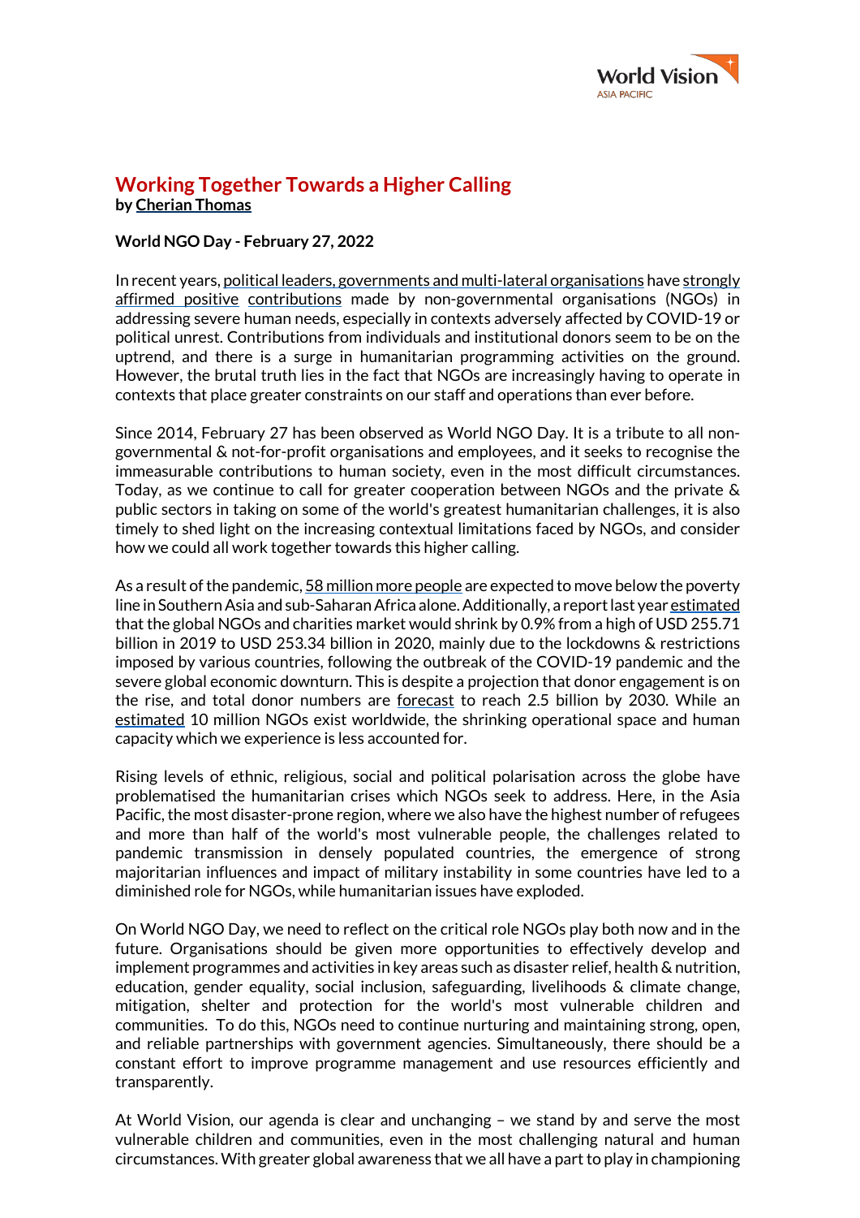# Working Together Towards a Higher Calling

**by Cherian Thomas**

**World NGO Day - February 27, 2022**

In recent years, political leaders, governments and multi-lateral organisations have strongly affirmed positive contributions made by non-governmental organisations (NGOs) in addressing severe human needs, especially in contexts adversely affected by COVID-19 or political unrest. Contributions from individuals and institutional donors seem to be on the uptrend, and there is a surge in humanitarian programming activities on the ground. However, the brutal truth lies in the fact that NGOs are increasingly having to operate in contexts that place greater constraints on our staff and operations than ever before.

Since 2014, February 27 has been observed as World NGO Day. It is a tribute to all non-governmental & not-for-profit organisations and employees, and it seeks to recognise the immeasurable contributions to human society, even in the most difficult circumstances. Today, as we continue to call for greater cooperation between NGOs and the private & public sectors in taking on some of the world's greatest humanitarian challenges, it is also timely to shed light on the increasing contextual limitations faced by NGOs, and consider how we could all work together towards this higher calling.

As a result of the pandemic, 58 million more people are expected to move below the poverty line in Southern Asia and sub-Saharan Africa alone. Additionally, a report last year estimated that the global NGOs and charities market would shrink by 0.9% from a high of USD 255.71 billion in 2019 to USD 253.34 billion in 2020, mainly due to the lockdowns & restrictions imposed by various countries, following the outbreak of the COVID-19 pandemic and the severe global economic downturn. This is despite a projection that donor engagement is on the rise, and total donor numbers are forecast to reach 2.5 billion by 2030. While an estimated 10 million NGOs exist worldwide, the shrinking operational space and human capacity which we experience is less accounted for.

Rising levels of ethnic, religious, social and political polarisation across the globe have problematised the humanitarian crises which NGOs seek to address. Here, in the Asia Pacific, the most disaster-prone region, where we also have the highest number of refugees and more than half of the world's most vulnerable people, the challenges related to pandemic transmission in densely populated countries, the emergence of strong majoritarian influences and impact of military instability in some countries have led to a diminished role for NGOs, while humanitarian issues have exploded.

On World NGO Day, we need to reflect on the critical role NGOs play both now and in the future. Organisations should be given more opportunities to effectively develop and implement programmes and activities in key areas such as disaster relief, health & nutrition, education, gender equality, social inclusion, safeguarding, livelihoods & climate change, mitigation, shelter and protection for the world's most vulnerable children and communities. To do this, NGOs need to continue nurturing and maintaining strong, open, and reliable partnerships with government agencies. Simultaneously, there should be a constant effort to improve programme management and use resources efficiently and transparently.

At World Vision, our agenda is clear and unchanging – we stand by and serve the most vulnerable children and communities, even in the most challenging natural and human circumstances. With greater global awareness that we all have a part to play in championing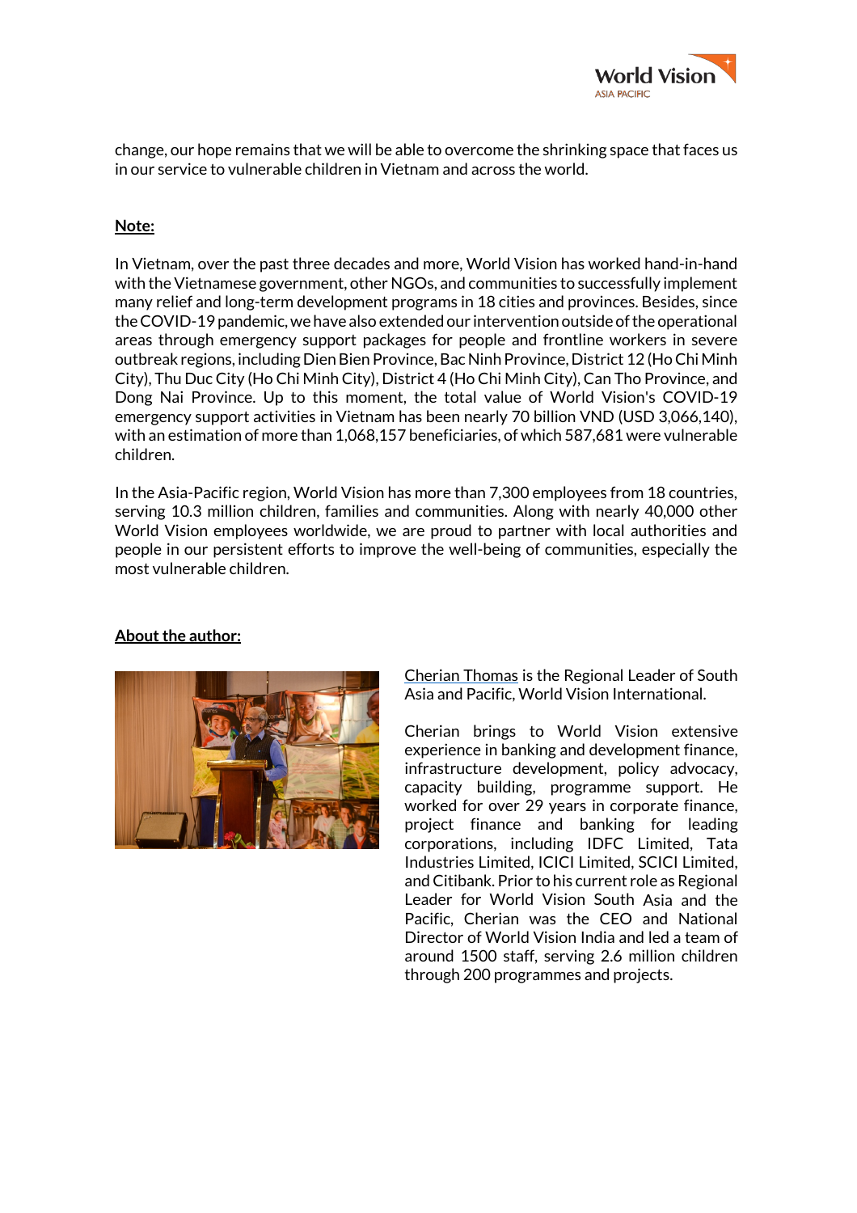change, our hope remains that we will be able to overcome the shrinking space that faces us in our service to vulnerable children in Vietnam and across the world.

**Note:**

In Vietnam, over the past three decades and more, World Vision has worked hand-in-hand with the Vietnamese government, other NGOs, and communities to successfully implement many relief and long-term development programs in 18 cities and provinces. Besides, since the COVID-19 pandemic, we have also extended our intervention outside of the operational areas through emergency support packages for people and frontline workers in severe outbreak regions, including Dien Bien Province, Bac Ninh Province, District 12 (Ho Chi Minh City), Thu Duc City (Ho Chi Minh City), District 4 (Ho Chi Minh City), Can Tho Province, and Dong Nai Province. Up to this moment, the total value of World Vision's COVID-19 emergency support activities in Vietnam has been nearly 70 billion VND (USD 3,066,140), with an estimation of more than 1,068,157 beneficiaries, of which 587,681 were vulnerable children.

In the Asia-Pacific region, World Vision has more than 7,300 employees from 18 countries, serving 10.3 million children, families and communities. Along with nearly 40,000 other World Vision employees worldwide, we are proud to partner with local authorities and people in our persistent efforts to improve the well-being of communities, especially the most vulnerable children.

**About the author:**

Cherian Thomas is the Regional Leader of South Asia and Pacific, World Vision International.

Cherian brings to World Vision extensive experience in banking and development finance, infrastructure development, policy advocacy, capacity building, programme support. He worked for over 29 years in corporate finance, project finance and banking for leading corporations, including IDFC Limited, Tata Industries Limited, ICICI Limited, SCICI Limited, and Citibank. Prior to his current role as Regional Leader for World Vision South Asia and the Pacific, Cherian was the CEO and National Director of World Vision India and led a team of around 1500 staff, serving 2.6 million children through 200 programmes and projects.